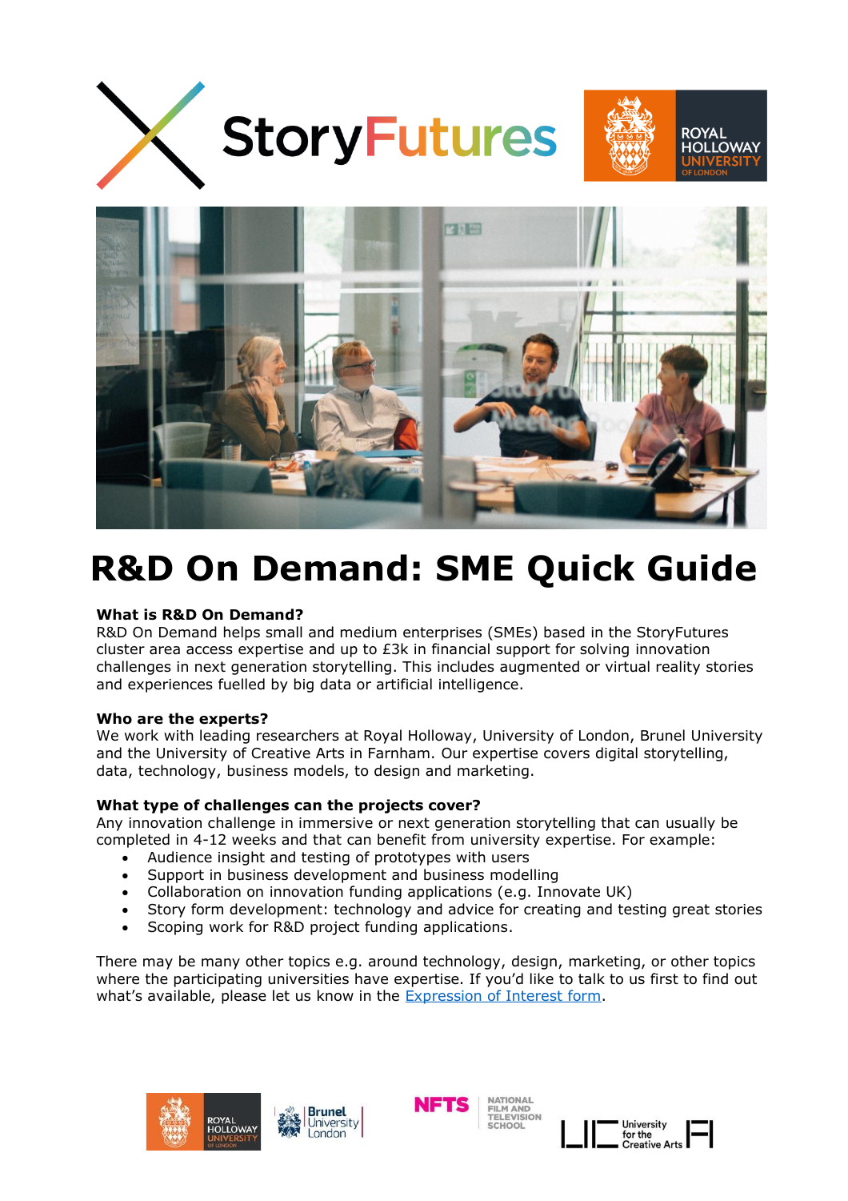# R&D On Demand: SME Quick Guide

**What is R&D On Demand?**
R&D On Demand helps small and medium enterprises (SMEs) based in the StoryFutures cluster area access expertise and up to £3k in financial support for solving innovation challenges in next generation storytelling. This includes augmented or virtual reality stories and experiences fuelled by big data or artificial intelligence.

**Who are the experts?**
We work with leading researchers at Royal Holloway, University of London, Brunel University and the University of Creative Arts in Farnham. Our expertise covers digital storytelling, data, technology, business models, to design and marketing.

**What type of challenges can the projects cover?**
Any innovation challenge in immersive or next generation storytelling that can usually be completed in 4-12 weeks and that can benefit from university expertise. For example:

- Audience insight and testing of prototypes with users
- Support in business development and business modelling
- Collaboration on innovation funding applications (e.g. Innovate UK)
- Story form development: technology and advice for creating and testing great stories
- Scoping work for R&D project funding applications.

There may be many other topics e.g. around technology, design, marketing, or other topics where the participating universities have expertise. If you'd like to talk to us first to find out what's available, please let us know in the [Expression of Interest form](#).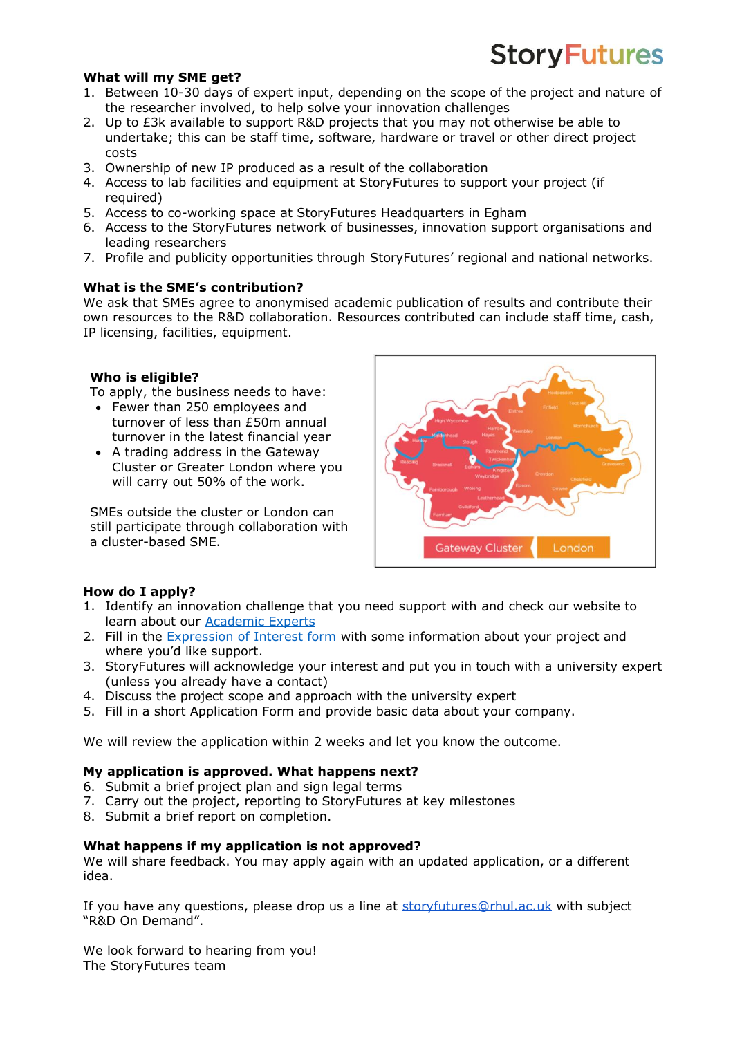### What will my SME get?

1. Between 10-30 days of expert input, depending on the scope of the project and nature of the researcher involved, to help solve your innovation challenges
2. Up to £3k available to support R&D projects that you may not otherwise be able to undertake; this can be staff time, software, hardware or travel or other direct project costs
3. Ownership of new IP produced as a result of the collaboration
4. Access to lab facilities and equipment at StoryFutures to support your project (if required)
5. Access to co-working space at StoryFutures Headquarters in Egham
6. Access to the StoryFutures network of businesses, innovation support organisations and leading researchers
7. Profile and publicity opportunities through StoryFutures' regional and national networks.

### What is the SME's contribution?

We ask that SMEs agree to anonymised academic publication of results and contribute their own resources to the R&D collaboration. Resources contributed can include staff time, cash, IP licensing, facilities, equipment.

### Who is eligible?

To apply, the business needs to have:

- Fewer than 250 employees and turnover of less than £50m annual turnover in the latest financial year
- A trading address in the Gateway Cluster or Greater London where you will carry out 50% of the work.

SMEs outside the cluster or London can still participate through collaboration with a cluster-based SME.

Gateway Cluster
London

### How do I apply?

1. Identify an innovation challenge that you need support with and check our website to learn about our Academic Experts
2. Fill in the Expression of Interest form with some information about your project and where you'd like support.
3. StoryFutures will acknowledge your interest and put you in touch with a university expert (unless you already have a contact)
4. Discuss the project scope and approach with the university expert
5. Fill in a short Application Form and provide basic data about your company.

We will review the application within 2 weeks and let you know the outcome.

### My application is approved. What happens next?

6. Submit a brief project plan and sign legal terms
7. Carry out the project, reporting to StoryFutures at key milestones
8. Submit a brief report on completion.

### What happens if my application is not approved?

We will share feedback. You may apply again with an updated application, or a different idea.

If you have any questions, please drop us a line at storyfutures@rhul.ac.uk with subject "R&D On Demand".

We look forward to hearing from you!
The StoryFutures team